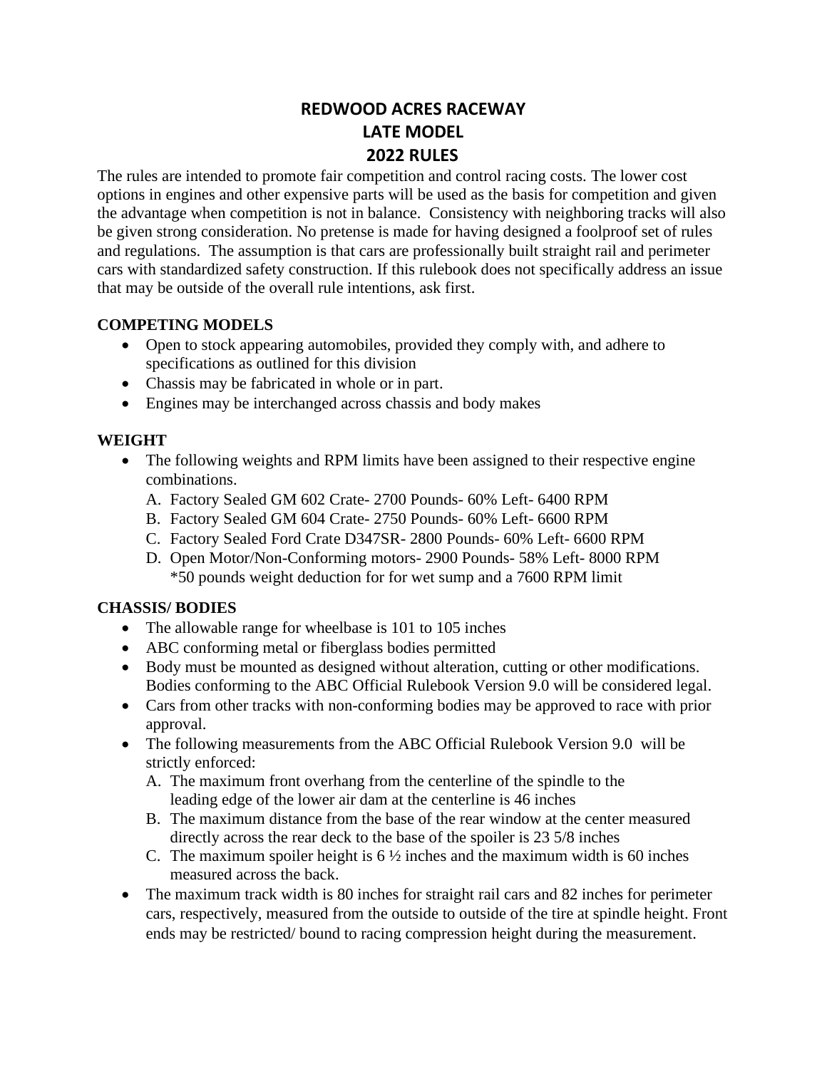# REDWOOD ACRES RACEWAY
# LATE MODEL
# 2022 RULES

The rules are intended to promote fair competition and control racing costs. The lower cost options in engines and other expensive parts will be used as the basis for competition and given the advantage when competition is not in balance. Consistency with neighboring tracks will also be given strong consideration. No pretense is made for having designed a foolproof set of rules and regulations. The assumption is that cars are professionally built straight rail and perimeter cars with standardized safety construction. If this rulebook does not specifically address an issue that may be outside of the overall rule intentions, ask first.

### COMPETING MODELS

- Open to stock appearing automobiles, provided they comply with, and adhere to specifications as outlined for this division
- Chassis may be fabricated in whole or in part.
- Engines may be interchanged across chassis and body makes

### WEIGHT

- The following weights and RPM limits have been assigned to their respective engine combinations.
  A. Factory Sealed GM 602 Crate- 2700 Pounds- 60% Left- 6400 RPM
  B. Factory Sealed GM 604 Crate- 2750 Pounds- 60% Left- 6600 RPM
  C. Factory Sealed Ford Crate D347SR- 2800 Pounds- 60% Left- 6600 RPM
  D. Open Motor/Non-Conforming motors- 2900 Pounds- 58% Left- 8000 RPM
     *50 pounds weight deduction for for wet sump and a 7600 RPM limit

### CHASSIS/ BODIES

- The allowable range for wheelbase is 101 to 105 inches
- ABC conforming metal or fiberglass bodies permitted
- Body must be mounted as designed without alteration, cutting or other modifications. Bodies conforming to the ABC Official Rulebook Version 9.0 will be considered legal.
- Cars from other tracks with non-conforming bodies may be approved to race with prior approval.
- The following measurements from the ABC Official Rulebook Version 9.0 will be strictly enforced:
  A. The maximum front overhang from the centerline of the spindle to the leading edge of the lower air dam at the centerline is 46 inches
  B. The maximum distance from the base of the rear window at the center measured directly across the rear deck to the base of the spoiler is 23 5/8 inches
  C. The maximum spoiler height is 6 ½ inches and the maximum width is 60 inches measured across the back.
- The maximum track width is 80 inches for straight rail cars and 82 inches for perimeter cars, respectively, measured from the outside to outside of the tire at spindle height. Front ends may be restricted/ bound to racing compression height during the measurement.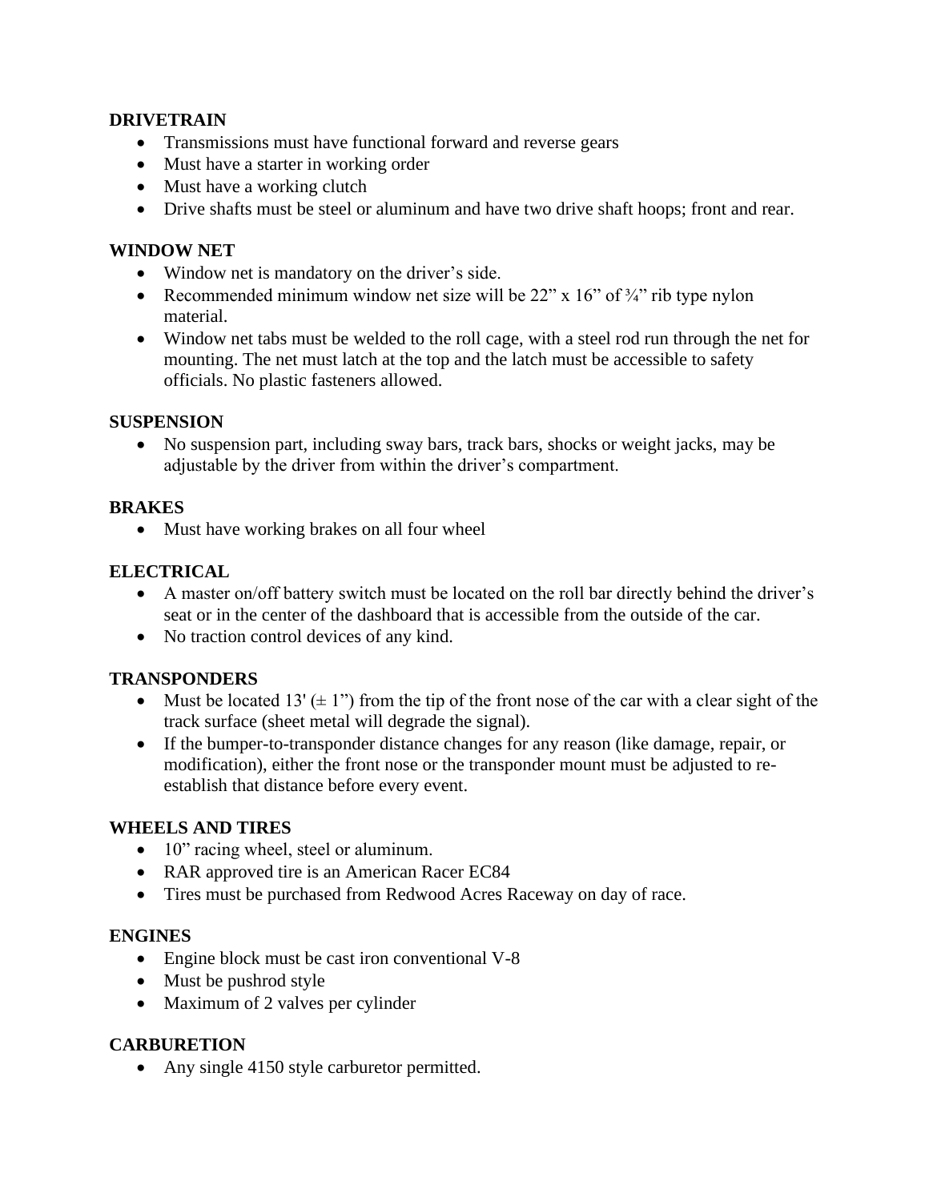**DRIVETRAIN**

- Transmissions must have functional forward and reverse gears
- Must have a starter in working order
- Must have a working clutch
- Drive shafts must be steel or aluminum and have two drive shaft hoops; front and rear.

**WINDOW NET**

- Window net is mandatory on the driver's side.
- Recommended minimum window net size will be 22" x 16" of ¾" rib type nylon material.
- Window net tabs must be welded to the roll cage, with a steel rod run through the net for mounting. The net must latch at the top and the latch must be accessible to safety officials. No plastic fasteners allowed.

**SUSPENSION**

- No suspension part, including sway bars, track bars, shocks or weight jacks, may be adjustable by the driver from within the driver's compartment.

**BRAKES**

- Must have working brakes on all four wheel

**ELECTRICAL**

- A master on/off battery switch must be located on the roll bar directly behind the driver's seat or in the center of the dashboard that is accessible from the outside of the car.
- No traction control devices of any kind.

**TRANSPONDERS**

- Must be located 13' (± 1") from the tip of the front nose of the car with a clear sight of the track surface (sheet metal will degrade the signal).
- If the bumper-to-transponder distance changes for any reason (like damage, repair, or modification), either the front nose or the transponder mount must be adjusted to re-establish that distance before every event.

**WHEELS AND TIRES**

- 10" racing wheel, steel or aluminum.
- RAR approved tire is an American Racer EC84
- Tires must be purchased from Redwood Acres Raceway on day of race.

**ENGINES**

- Engine block must be cast iron conventional V-8
- Must be pushrod style
- Maximum of 2 valves per cylinder

**CARBURETION**

- Any single 4150 style carburetor permitted.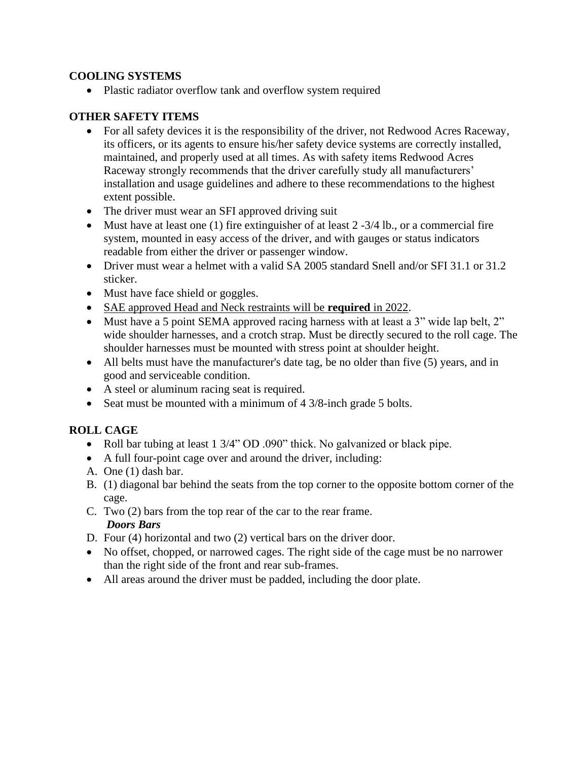**COOLING SYSTEMS**

- Plastic radiator overflow tank and overflow system required

**OTHER SAFETY ITEMS**

- For all safety devices it is the responsibility of the driver, not Redwood Acres Raceway, its officers, or its agents to ensure his/her safety device systems are correctly installed, maintained, and properly used at all times. As with safety items Redwood Acres Raceway strongly recommends that the driver carefully study all manufacturers' installation and usage guidelines and adhere to these recommendations to the highest extent possible.
- The driver must wear an SFI approved driving suit
- Must have at least one (1) fire extinguisher of at least 2 -3/4 lb., or a commercial fire system, mounted in easy access of the driver, and with gauges or status indicators readable from either the driver or passenger window.
- Driver must wear a helmet with a valid SA 2005 standard Snell and/or SFI 31.1 or 31.2 sticker.
- Must have face shield or goggles.
- <u>SAE approved Head and Neck restraints will be **required** in 2022</u>.
- Must have a 5 point SEMA approved racing harness with at least a 3" wide lap belt, 2" wide shoulder harnesses, and a crotch strap. Must be directly secured to the roll cage. The shoulder harnesses must be mounted with stress point at shoulder height.
- All belts must have the manufacturer's date tag, be no older than five (5) years, and in good and serviceable condition.
- A steel or aluminum racing seat is required.
- Seat must be mounted with a minimum of 4 3/8-inch grade 5 bolts.

**ROLL CAGE**

- Roll bar tubing at least 1 3/4" OD .090" thick. No galvanized or black pipe.
- A full four-point cage over and around the driver, including:

A. One (1) dash bar.
B. (1) diagonal bar behind the seats from the top corner to the opposite bottom corner of the cage.
C. Two (2) bars from the top rear of the car to the rear frame.
 ***Doors Bars***
D. Four (4) horizontal and two (2) vertical bars on the driver door.

- No offset, chopped, or narrowed cages. The right side of the cage must be no narrower than the right side of the front and rear sub-frames.
- All areas around the driver must be padded, including the door plate.